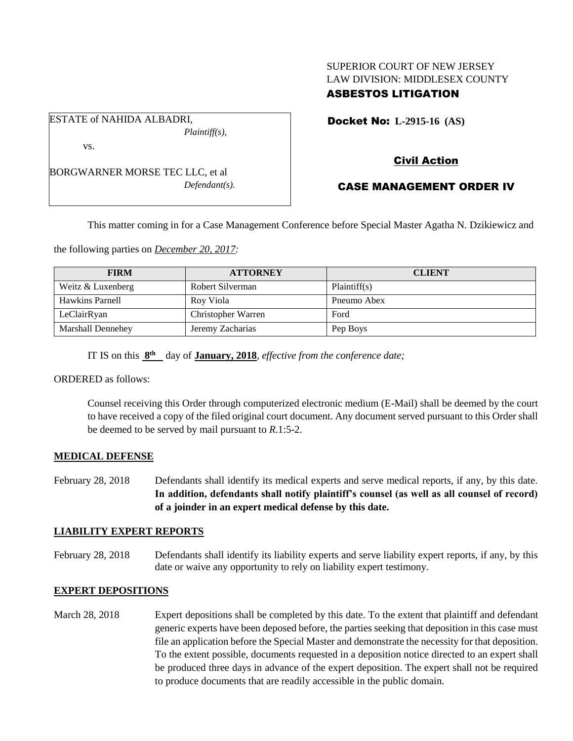SUPERIOR COURT OF NEW JERSEY
LAW DIVISION: MIDDLESEX COUNTY
**ASBESTOS LITIGATION**

ESTATE of NAHIDA ALBADRI,
*Plaintiff(s),*

vs.

BORGWARNER MORSE TEC LLC, et al
*Defendant(s).*

**Docket No: L-2915-16 (AS)**

**Civil Action**

**CASE MANAGEMENT ORDER IV**

This matter coming in for a Case Management Conference before Special Master Agatha N. Dzikiewicz and the following parties on *December 20, 2017:*

| FIRM | ATTORNEY | CLIENT |
|---|---|---|
| Weitz & Luxenberg | Robert Silverman | Plaintiff(s) |
| Hawkins Parnell | Roy Viola | Pneumo Abex |
| LeClairRyan | Christopher Warren | Ford |
| Marshall Dennehey | Jeremy Zacharias | Pep Boys |

IT IS on this **8th** day of **January, 2018**, *effective from the conference date;*

ORDERED as follows:

Counsel receiving this Order through computerized electronic medium (E-Mail) shall be deemed by the court to have received a copy of the filed original court document. Any document served pursuant to this Order shall be deemed to be served by mail pursuant to *R*.1:5-2.

**MEDICAL DEFENSE**

February 28, 2018 Defendants shall identify its medical experts and serve medical reports, if any, by this date. **In addition, defendants shall notify plaintiff's counsel (as well as all counsel of record) of a joinder in an expert medical defense by this date.**

**LIABILITY EXPERT REPORTS**

February 28, 2018 Defendants shall identify its liability experts and serve liability expert reports, if any, by this date or waive any opportunity to rely on liability expert testimony.

**EXPERT DEPOSITIONS**

March 28, 2018 Expert depositions shall be completed by this date. To the extent that plaintiff and defendant generic experts have been deposed before, the parties seeking that deposition in this case must file an application before the Special Master and demonstrate the necessity for that deposition. To the extent possible, documents requested in a deposition notice directed to an expert shall be produced three days in advance of the expert deposition. The expert shall not be required to produce documents that are readily accessible in the public domain.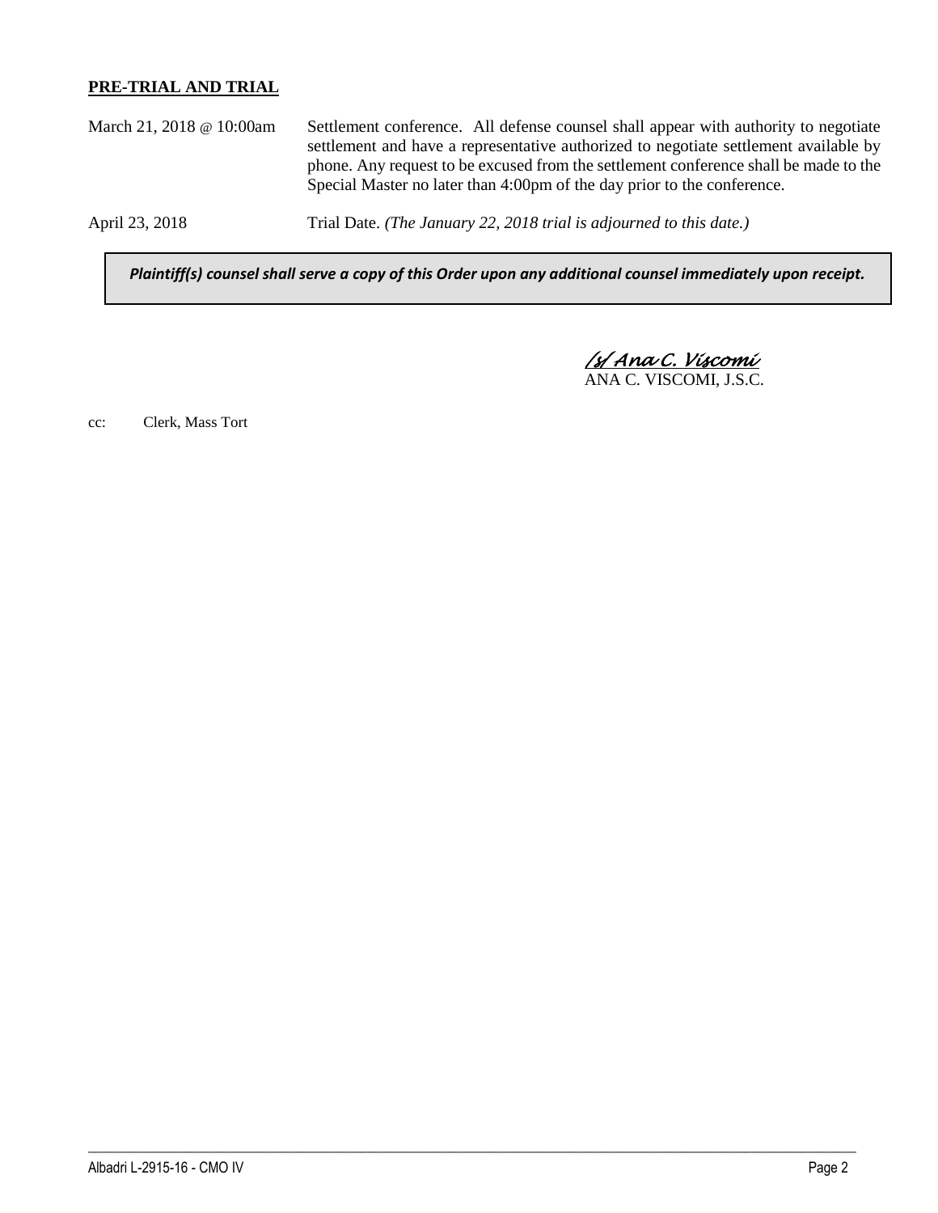**PRE-TRIAL AND TRIAL**

| | |
|---|---|
| March 21, 2018 @ 10:00am | Settlement conference. All defense counsel shall appear with authority to negotiate settlement and have a representative authorized to negotiate settlement available by phone. Any request to be excused from the settlement conference shall be made to the Special Master no later than 4:00pm of the day prior to the conference. |
| April 23, 2018 | Trial Date. *(The January 22, 2018 trial is adjourned to this date.)* |

***Plaintiff(s) counsel shall serve a copy of this Order upon any additional counsel immediately upon receipt.***

/s/ Ana C. Viscomi
ANA C. VISCOMI, J.S.C.

cc: Clerk, Mass Tort